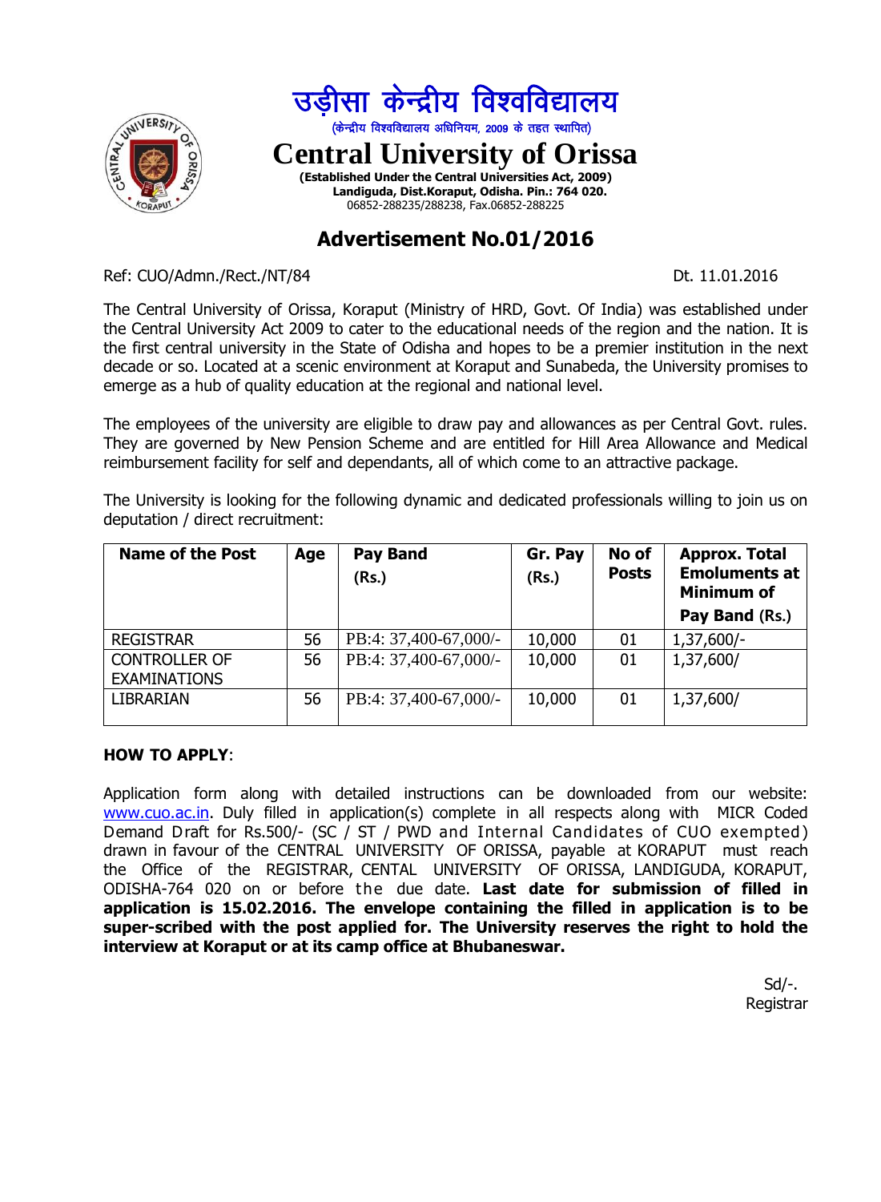# उड़ीसा केन्द्रीय विश्वविद्यालय

(केन्द्रीय विश्वविद्यालय अधिनियम, 2009 के तहत स्थापित)

# Central University of Orissa

**(Established Under the Central Universities Act, 2009)**
**Landiguda, Dist.Koraput, Odisha. Pin.: 764 020.**
06852-288235/288238, Fax.06852-288225

## Advertisement No.01/2016

Ref: CUO/Admn./Rect./NT/84 Dt. 11.01.2016

The Central University of Orissa, Koraput (Ministry of HRD, Govt. Of India) was established under the Central University Act 2009 to cater to the educational needs of the region and the nation. It is the first central university in the State of Odisha and hopes to be a premier institution in the next decade or so. Located at a scenic environment at Koraput and Sunabeda, the University promises to emerge as a hub of quality education at the regional and national level.

The employees of the university are eligible to draw pay and allowances as per Central Govt. rules. They are governed by New Pension Scheme and are entitled for Hill Area Allowance and Medical reimbursement facility for self and dependants, all of which come to an attractive package.

The University is looking for the following dynamic and dedicated professionals willing to join us on deputation / direct recruitment:

| Name of the Post | Age | Pay Band (Rs.) | Gr. Pay (Rs.) | No of Posts | Approx. Total Emoluments at Minimum of Pay Band (Rs.) |
|---|---|---|---|---|---|
| REGISTRAR | 56 | PB:4: 37,400-67,000/- | 10,000 | 01 | 1,37,600/- |
| CONTROLLER OF EXAMINATIONS | 56 | PB:4: 37,400-67,000/- | 10,000 | 01 | 1,37,600/ |
| LIBRARIAN | 56 | PB:4: 37,400-67,000/- | 10,000 | 01 | 1,37,600/ |

**HOW TO APPLY**:

Application form along with detailed instructions can be downloaded from our website: www.cuo.ac.in. Duly filled in application(s) complete in all respects along with MICR Coded Demand Draft for Rs.500/- (SC / ST / PWD and Internal Candidates of CUO exempted) drawn in favour of the CENTRAL UNIVERSITY OF ORISSA, payable at KORAPUT must reach the Office of the REGISTRAR, CENTAL UNIVERSITY OF ORISSA, LANDIGUDA, KORAPUT, ODISHA-764 020 on or before the due date. **Last date for submission of filled in application is 15.02.2016. The envelope containing the filled in application is to be super-scribed with the post applied for. The University reserves the right to hold the interview at Koraput or at its camp office at Bhubaneswar.**

Sd/-.
Registrar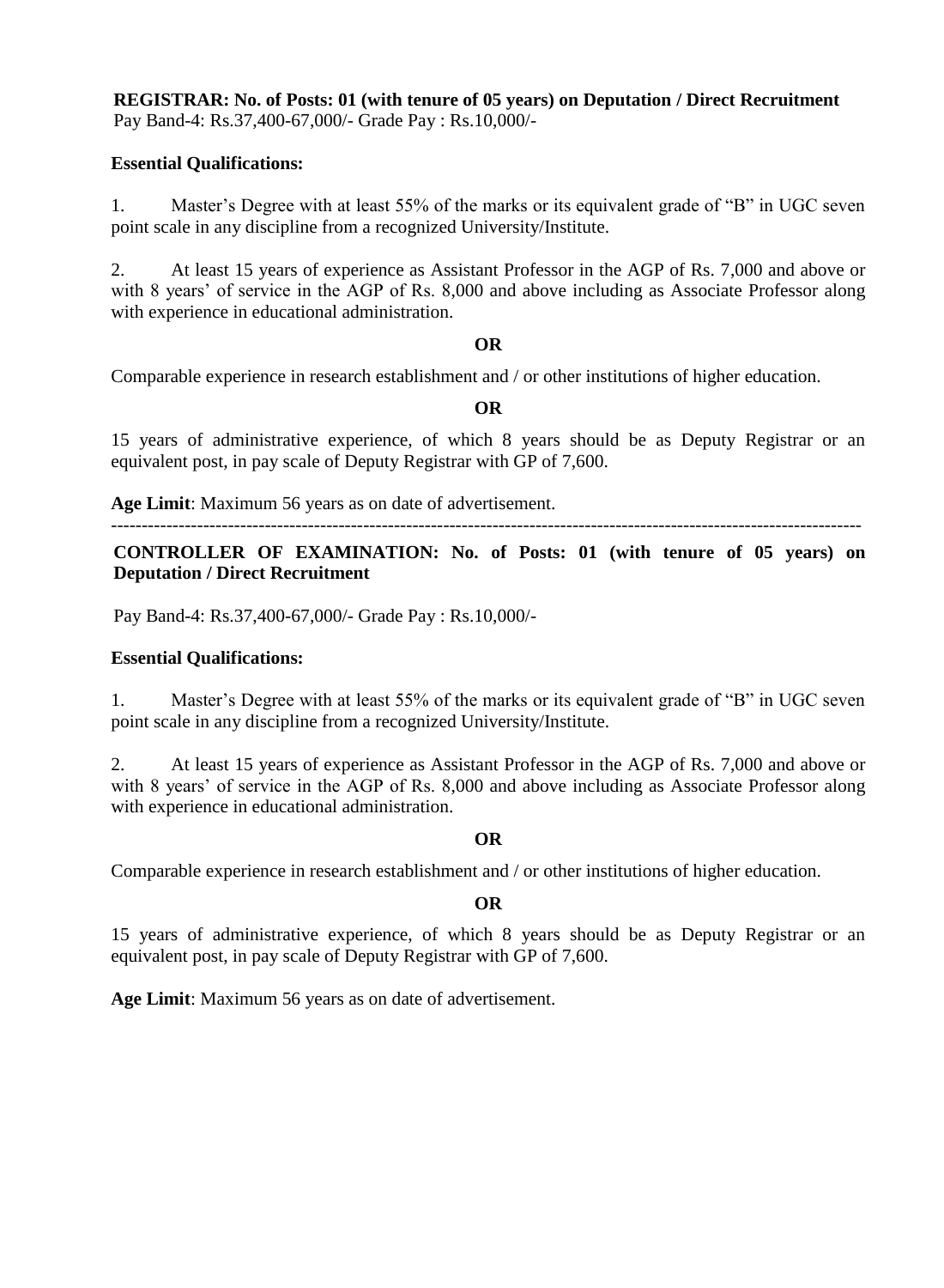**REGISTRAR: No. of Posts: 01 (with tenure of 05 years) on Deputation / Direct Recruitment**
Pay Band-4: Rs.37,400-67,000/- Grade Pay : Rs.10,000/-

**Essential Qualifications:**

1. Master's Degree with at least 55% of the marks or its equivalent grade of "B" in UGC seven point scale in any discipline from a recognized University/Institute.

2. At least 15 years of experience as Assistant Professor in the AGP of Rs. 7,000 and above or with 8 years' of service in the AGP of Rs. 8,000 and above including as Associate Professor along with experience in educational administration.

**OR**

Comparable experience in research establishment and / or other institutions of higher education.

**OR**

15 years of administrative experience, of which 8 years should be as Deputy Registrar or an equivalent post, in pay scale of Deputy Registrar with GP of 7,600.

**Age Limit**: Maximum 56 years as on date of advertisement.

---

**CONTROLLER OF EXAMINATION: No. of Posts: 01 (with tenure of 05 years) on Deputation / Direct Recruitment**

Pay Band-4: Rs.37,400-67,000/- Grade Pay : Rs.10,000/-

**Essential Qualifications:**

1. Master's Degree with at least 55% of the marks or its equivalent grade of "B" in UGC seven point scale in any discipline from a recognized University/Institute.

2. At least 15 years of experience as Assistant Professor in the AGP of Rs. 7,000 and above or with 8 years' of service in the AGP of Rs. 8,000 and above including as Associate Professor along with experience in educational administration.

**OR**

Comparable experience in research establishment and / or other institutions of higher education.

**OR**

15 years of administrative experience, of which 8 years should be as Deputy Registrar or an equivalent post, in pay scale of Deputy Registrar with GP of 7,600.

**Age Limit**: Maximum 56 years as on date of advertisement.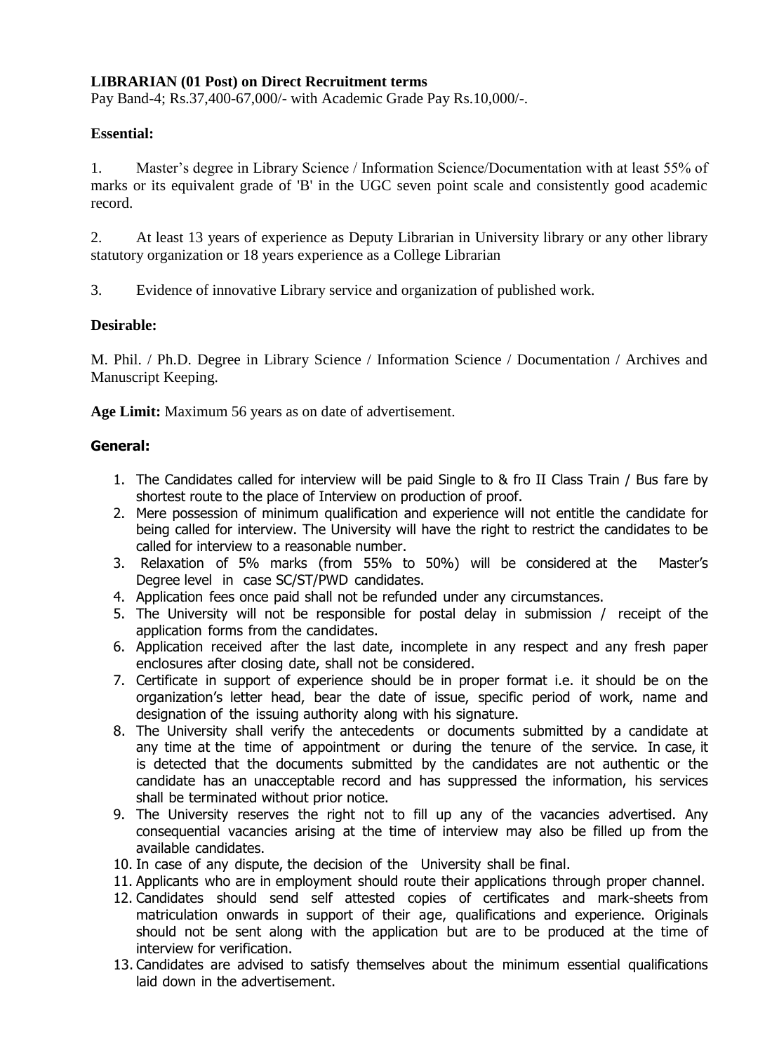**LIBRARIAN (01 Post) on Direct Recruitment terms**
Pay Band-4; Rs.37,400-67,000/- with Academic Grade Pay Rs.10,000/-.

**Essential:**

1. Master's degree in Library Science / Information Science/Documentation with at least 55% of marks or its equivalent grade of 'B' in the UGC seven point scale and consistently good academic record.

2. At least 13 years of experience as Deputy Librarian in University library or any other library statutory organization or 18 years experience as a College Librarian

3. Evidence of innovative Library service and organization of published work.

**Desirable:**

M. Phil. / Ph.D. Degree in Library Science / Information Science / Documentation / Archives and Manuscript Keeping.

**Age Limit:** Maximum 56 years as on date of advertisement.

**General:**

1. The Candidates called for interview will be paid Single to & fro II Class Train / Bus fare by shortest route to the place of Interview on production of proof.
2. Mere possession of minimum qualification and experience will not entitle the candidate for being called for interview. The University will have the right to restrict the candidates to be called for interview to a reasonable number.
3. Relaxation of 5% marks (from 55% to 50%) will be considered at the Master's Degree level in case SC/ST/PWD candidates.
4. Application fees once paid shall not be refunded under any circumstances.
5. The University will not be responsible for postal delay in submission / receipt of the application forms from the candidates.
6. Application received after the last date, incomplete in any respect and any fresh paper enclosures after closing date, shall not be considered.
7. Certificate in support of experience should be in proper format i.e. it should be on the organization's letter head, bear the date of issue, specific period of work, name and designation of the issuing authority along with his signature.
8. The University shall verify the antecedents or documents submitted by a candidate at any time at the time of appointment or during the tenure of the service. In case, it is detected that the documents submitted by the candidates are not authentic or the candidate has an unacceptable record and has suppressed the information, his services shall be terminated without prior notice.
9. The University reserves the right not to fill up any of the vacancies advertised. Any consequential vacancies arising at the time of interview may also be filled up from the available candidates.
10. In case of any dispute, the decision of the University shall be final.
11. Applicants who are in employment should route their applications through proper channel.
12. Candidates should send self attested copies of certificates and mark-sheets from matriculation onwards in support of their age, qualifications and experience. Originals should not be sent along with the application but are to be produced at the time of interview for verification.
13. Candidates are advised to satisfy themselves about the minimum essential qualifications laid down in the advertisement.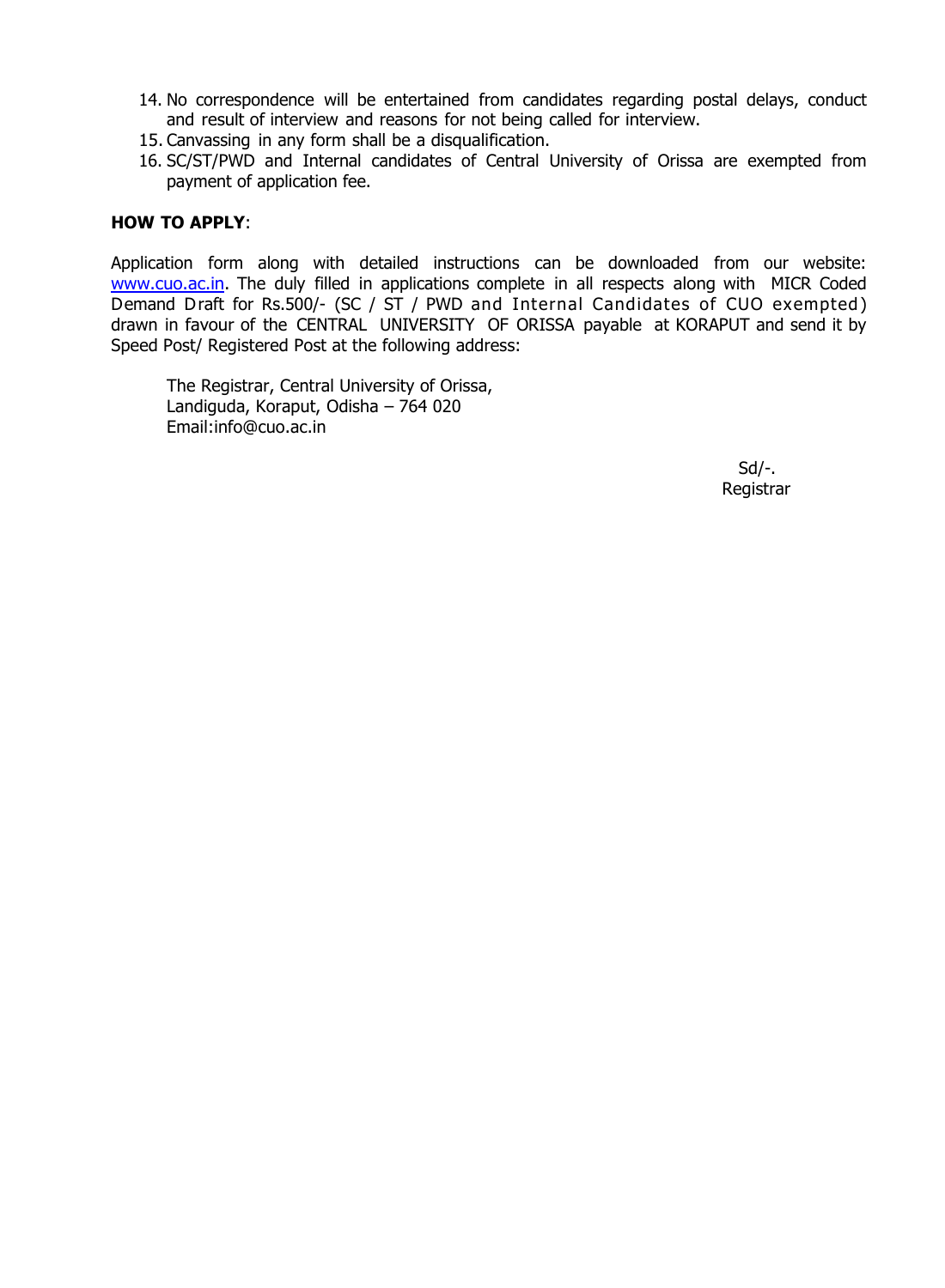14. No correspondence will be entertained from candidates regarding postal delays, conduct and result of interview and reasons for not being called for interview.
15. Canvassing in any form shall be a disqualification.
16. SC/ST/PWD and Internal candidates of Central University of Orissa are exempted from payment of application fee.

**HOW TO APPLY**:

Application form along with detailed instructions can be downloaded from our website: www.cuo.ac.in. The duly filled in applications complete in all respects along with MICR Coded Demand Draft for Rs.500/- (SC / ST / PWD and Internal Candidates of CUO exempted) drawn in favour of the CENTRAL UNIVERSITY OF ORISSA payable at KORAPUT and send it by Speed Post/ Registered Post at the following address:

The Registrar, Central University of Orissa,
Landiguda, Koraput, Odisha – 764 020
Email:info@cuo.ac.in

Sd/-.
Registrar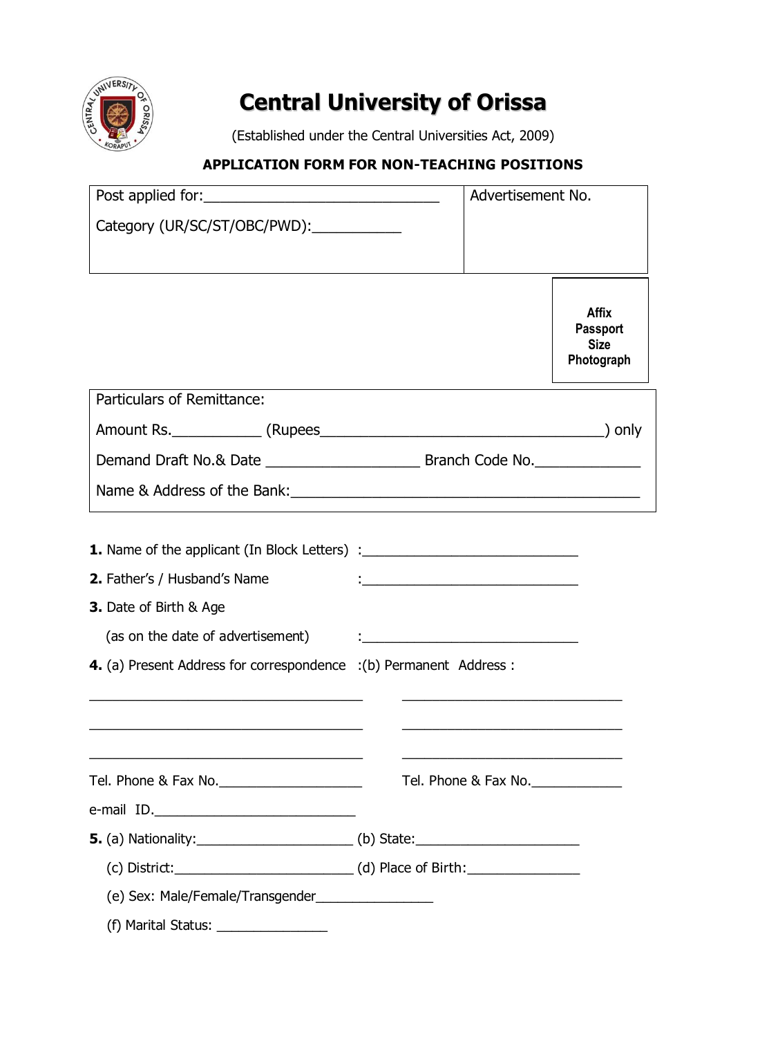# Central University of Orissa

(Established under the Central Universities Act, 2009)

**APPLICATION FORM FOR NON-TEACHING POSITIONS**

| Post applied for:______________________________ Category (UR/SC/ST/OBC/PWD):___________ | Advertisement No. |
|---|---|

Affix Passport Size Photograph

Particulars of Remittance:

Amount Rs.___________ (Rupees_____________________________________) only

Demand Draft No.& Date ___________________ Branch Code No._____________

Name & Address of the Bank:____________________________________________

**1.** Name of the applicant (In Block Letters) :____________________________

**2.** Father's / Husband's Name :____________________________

**3.** Date of Birth & Age

(as on the date of advertisement) :____________________________

**4.** (a) Present Address for correspondence :

____________________________________

____________________________________

____________________________________

Tel. Phone & Fax No.___________________

e-mail ID.___________________________

(b) Permanent Address :

_____________________________

_____________________________

_____________________________

Tel. Phone & Fax No.___________

**5.** (a) Nationality:_____________________ (b) State:______________________

(c) District:________________________ (d) Place of Birth:_______________

(e) Sex: Male/Female/Transgender________________

(f) Marital Status: _______________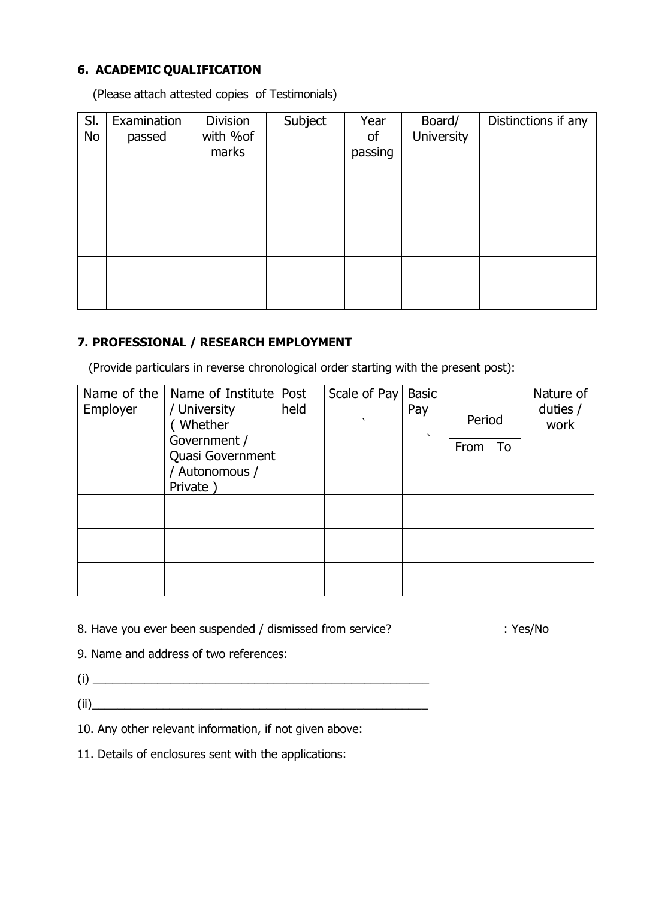**6. ACADEMIC QUALIFICATION**

(Please attach attested copies of Testimonials)

| Sl. No | Examination passed | Division with %of marks | Subject | Year of passing | Board/ University | Distinctions if any |
|---|---|---|---|---|---|---|
| | | | | | | |
| | | | | | | |
| | | | | | | |

**7. PROFESSIONAL / RESEARCH EMPLOYMENT**

(Provide particulars in reverse chronological order starting with the present post):

| Name of the Employer | Name of Institute / University ( Whether Government / Quasi Government / Autonomous / Private ) | Post held | Scale of Pay ` | Basic Pay ` | Period | | Nature of duties / work |
|---|---|---|---|---|---|---|---|
| | | | | | From | To | |
| | | | | | | | |
| | | | | | | | |
| | | | | | | | |

8. Have you ever been suspended / dismissed from service? : Yes/No

9. Name and address of two references:

(i) ____________________________________________________

(ii)____________________________________________________

10. Any other relevant information, if not given above:

11. Details of enclosures sent with the applications: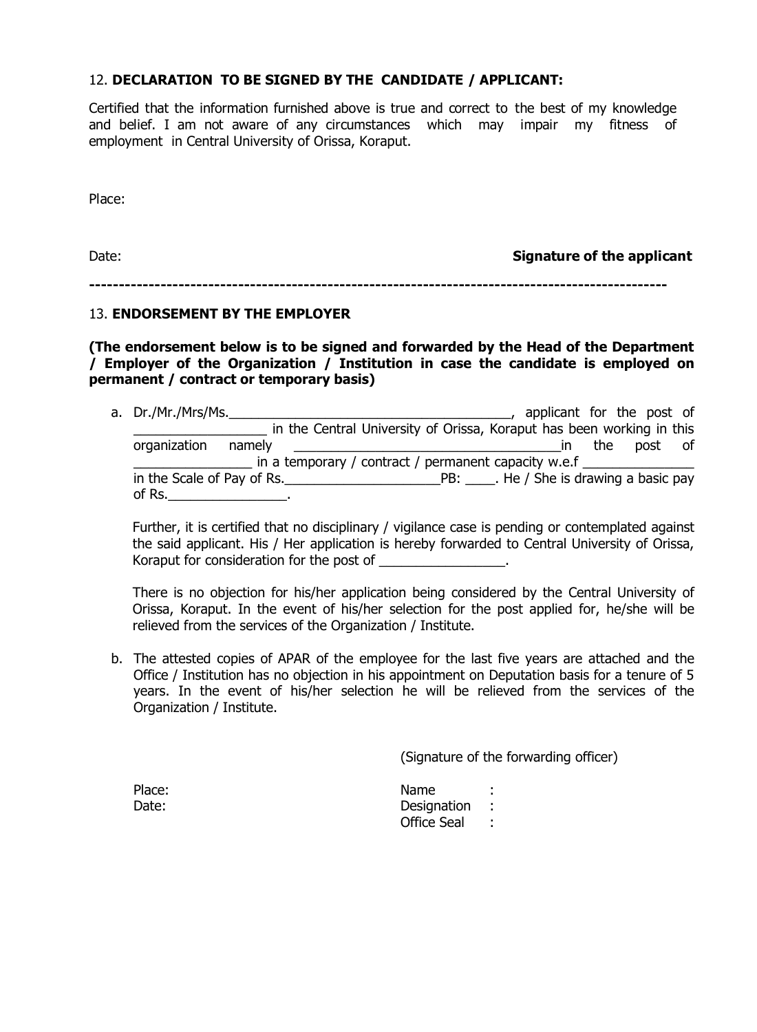12. **DECLARATION TO BE SIGNED BY THE CANDIDATE / APPLICANT:**

Certified that the information furnished above is true and correct to the best of my knowledge and belief. I am not aware of any circumstances which may impair my fitness of employment in Central University of Orissa, Koraput.

Place:

Date: **Signature of the applicant**

-----------------------------------------------------------------------------------------------

13. **ENDORSEMENT BY THE EMPLOYER**

**(The endorsement below is to be signed and forwarded by the Head of the Department / Employer of the Organization / Institution in case the candidate is employed on permanent / contract or temporary basis)**

a. Dr./Mr./Mrs/Ms.________________________________________, applicant for the post of __________________ in the Central University of Orissa, Koraput has been working in this organization namely ____________________________________in the post of ________________ in a temporary / contract / permanent capacity w.e.f _______________ in the Scale of Pay of Rs.______________________PB: ____. He / She is drawing a basic pay of Rs.________________.

   Further, it is certified that no disciplinary / vigilance case is pending or contemplated against the said applicant. His / Her application is hereby forwarded to Central University of Orissa, Koraput for consideration for the post of _________________.

   There is no objection for his/her application being considered by the Central University of Orissa, Koraput. In the event of his/her selection for the post applied for, he/she will be relieved from the services of the Organization / Institute.

b. The attested copies of APAR of the employee for the last five years are attached and the Office / Institution has no objection in his appointment on Deputation basis for a tenure of 5 years. In the event of his/her selection he will be relieved from the services of the Organization / Institute.

(Signature of the forwarding officer)

Place:

Date:

Name :

Designation :

Office Seal :